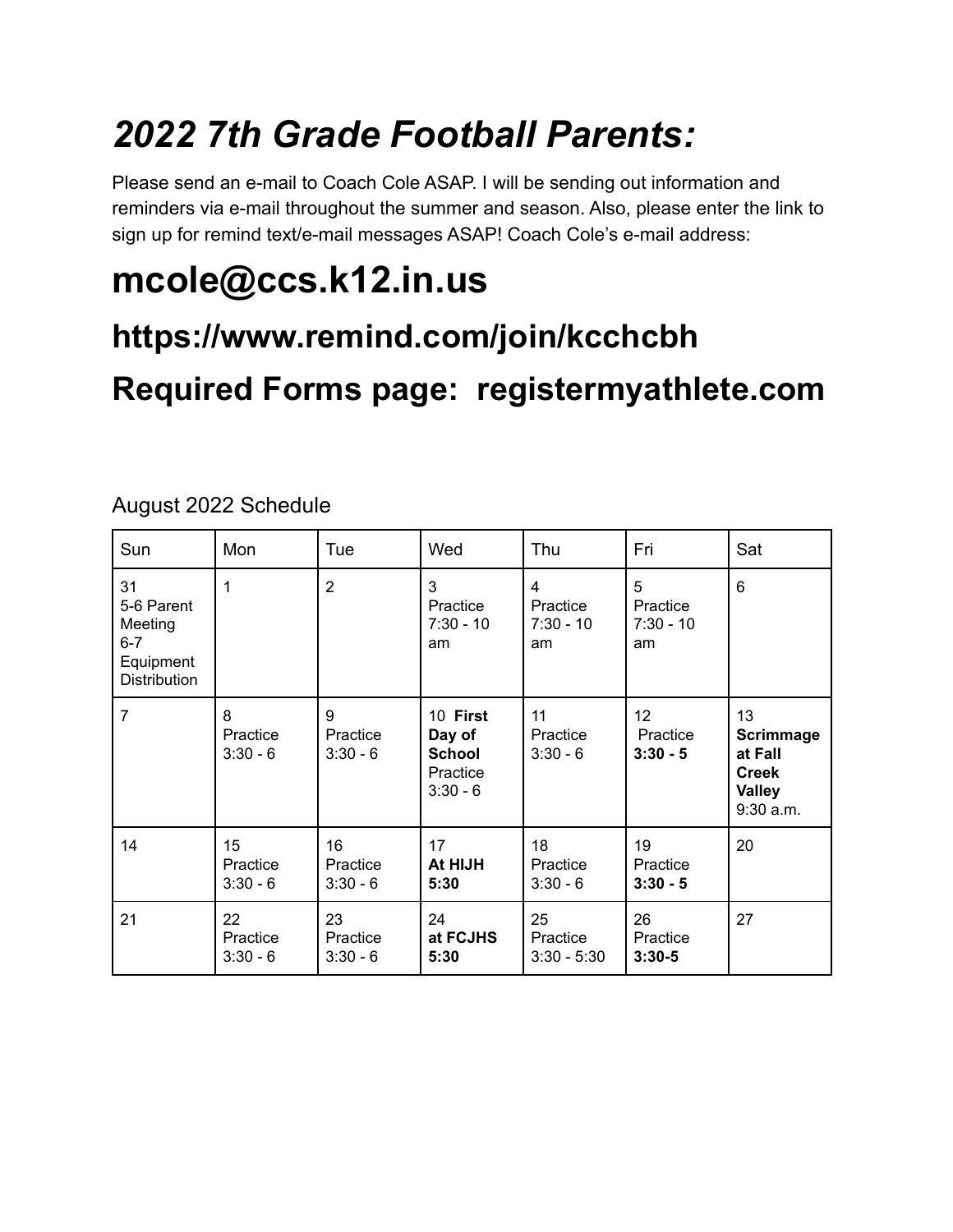# *2022 7th Grade Football Parents:*

Please send an e-mail to Coach Cole ASAP. I will be sending out information and reminders via e-mail throughout the summer and season. Also, please enter the link to sign up for remind text/e-mail messages ASAP! Coach Cole's e-mail address:

# mcole@ccs.k12.in.us

## https://www.remind.com/join/kcchcbh

## Required Forms page: registermyathlete.com

August 2022 Schedule

| Sun | Mon | Tue | Wed | Thu | Fri | Sat |
|---|---|---|---|---|---|---|
| 31 5-6 Parent Meeting 6-7 Equipment Distribution | 1 | 2 | 3 Practice 7:30 - 10 am | 4 Practice 7:30 - 10 am | 5 Practice 7:30 - 10 am | 6 |
| 7 | 8 Practice 3:30 - 6 | 9 Practice 3:30 - 6 | 10 **First Day of School** Practice 3:30 - 6 | 11 Practice 3:30 - 6 | 12 Practice **3:30 - 5** | 13 **Scrimmage at Fall Creek Valley** 9:30 a.m. |
| 14 | 15 Practice 3:30 - 6 | 16 Practice 3:30 - 6 | 17 **At HIJH 5:30** | 18 Practice 3:30 - 6 | 19 Practice **3:30 - 5** | 20 |
| 21 | 22 Practice 3:30 - 6 | 23 Practice 3:30 - 6 | 24 **at FCJHS 5:30** | 25 Practice 3:30 - 5:30 | 26 Practice **3:30-5** | 27 |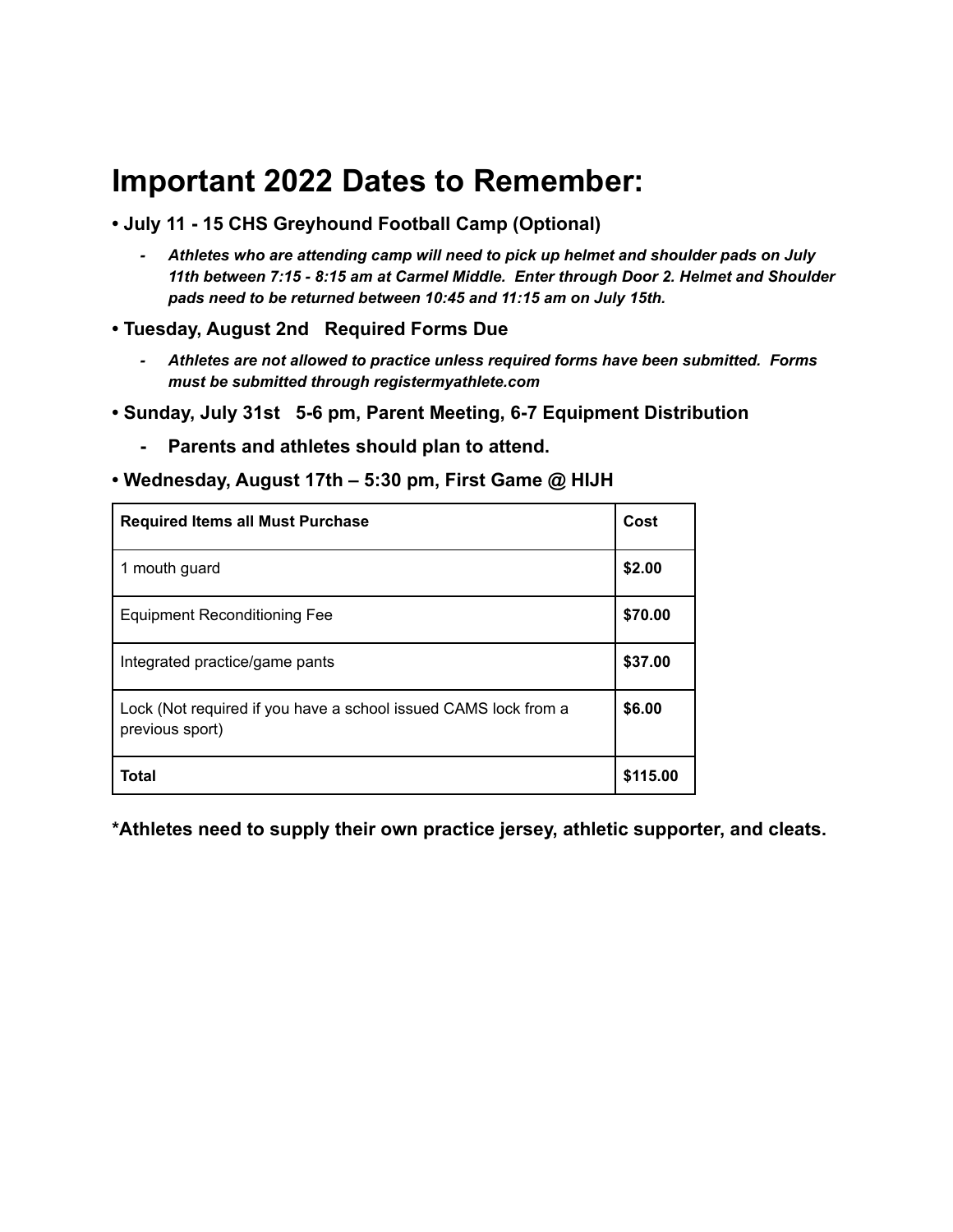# Important 2022 Dates to Remember:

- **July 11 - 15 CHS Greyhound Football Camp (Optional)**
  - ***Athletes who are attending camp will need to pick up helmet and shoulder pads on July 11th between 7:15 - 8:15 am at Carmel Middle. Enter through Door 2. Helmet and Shoulder pads need to be returned between 10:45 and 11:15 am on July 15th.***
- **Tuesday, August 2nd   Required Forms Due**
  - ***Athletes are not allowed to practice unless required forms have been submitted. Forms must be submitted through registermyathlete.com***
- **Sunday, July 31st   5-6 pm, Parent Meeting, 6-7 Equipment Distribution**
  - **Parents and athletes should plan to attend.**
- **Wednesday, August 17th – 5:30 pm, First Game @ HIJH**

| **Required Items all Must Purchase** | **Cost** |
|---|---|
| 1 mouth guard | **$2.00** |
| Equipment Reconditioning Fee | **$70.00** |
| Integrated practice/game pants | **$37.00** |
| Lock (Not required if you have a school issued CAMS lock from a previous sport) | **$6.00** |
| **Total** | **$115.00** |

**\*Athletes need to supply their own practice jersey, athletic supporter, and cleats.**